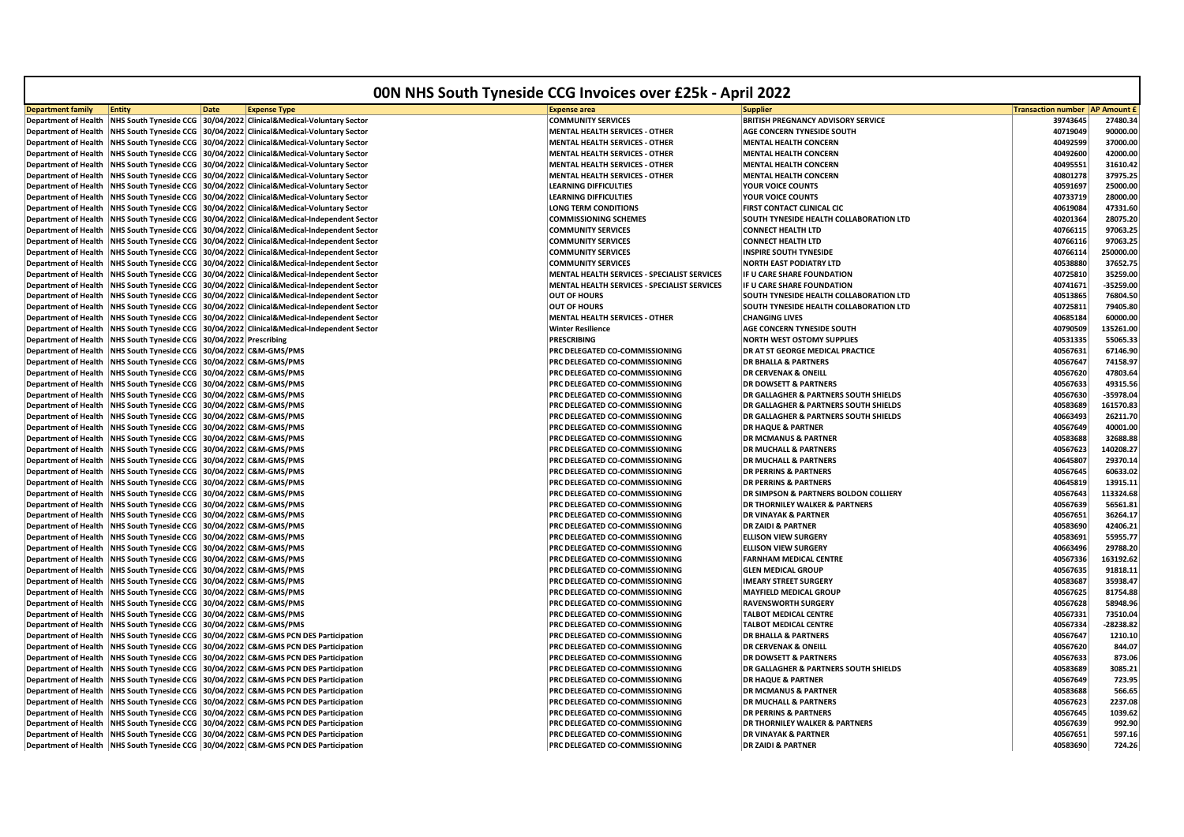# 00N NHS South Tyneside CCG Invoices over £25k - April 2022

| Department family | Entity | Date | Expense Type | Expense area | Supplier | Transaction number | AP Amount £ |
|---|---|---|---|---|---|---|---|
| Department of Health | NHS South Tyneside CCG | 30/04/2022 | Clinical&Medical-Voluntary Sector | COMMUNITY SERVICES | BRITISH PREGNANCY ADVISORY SERVICE | 39743645 | 27480.34 |
| Department of Health | NHS South Tyneside CCG | 30/04/2022 | Clinical&Medical-Voluntary Sector | MENTAL HEALTH SERVICES - OTHER | AGE CONCERN TYNESIDE SOUTH | 40719049 | 90000.00 |
| Department of Health | NHS South Tyneside CCG | 30/04/2022 | Clinical&Medical-Voluntary Sector | MENTAL HEALTH SERVICES - OTHER | MENTAL HEALTH CONCERN | 40492599 | 37000.00 |
| Department of Health | NHS South Tyneside CCG | 30/04/2022 | Clinical&Medical-Voluntary Sector | MENTAL HEALTH SERVICES - OTHER | MENTAL HEALTH CONCERN | 40492600 | 42000.00 |
| Department of Health | NHS South Tyneside CCG | 30/04/2022 | Clinical&Medical-Voluntary Sector | MENTAL HEALTH SERVICES - OTHER | MENTAL HEALTH CONCERN | 40495551 | 31610.42 |
| Department of Health | NHS South Tyneside CCG | 30/04/2022 | Clinical&Medical-Voluntary Sector | MENTAL HEALTH SERVICES - OTHER | MENTAL HEALTH CONCERN | 40801278 | 37975.25 |
| Department of Health | NHS South Tyneside CCG | 30/04/2022 | Clinical&Medical-Voluntary Sector | LEARNING DIFFICULTIES | YOUR VOICE COUNTS | 40591697 | 25000.00 |
| Department of Health | NHS South Tyneside CCG | 30/04/2022 | Clinical&Medical-Voluntary Sector | LEARNING DIFFICULTIES | YOUR VOICE COUNTS | 40733719 | 28000.00 |
| Department of Health | NHS South Tyneside CCG | 30/04/2022 | Clinical&Medical-Voluntary Sector | LONG TERM CONDITIONS | FIRST CONTACT CLINICAL CIC | 40619084 | 47331.60 |
| Department of Health | NHS South Tyneside CCG | 30/04/2022 | Clinical&Medical-Independent Sector | COMMISSIONING SCHEMES | SOUTH TYNESIDE HEALTH COLLABORATION LTD | 40201364 | 28075.20 |
| Department of Health | NHS South Tyneside CCG | 30/04/2022 | Clinical&Medical-Independent Sector | COMMUNITY SERVICES | CONNECT HEALTH LTD | 40766115 | 97063.25 |
| Department of Health | NHS South Tyneside CCG | 30/04/2022 | Clinical&Medical-Independent Sector | COMMUNITY SERVICES | CONNECT HEALTH LTD | 40766116 | 97063.25 |
| Department of Health | NHS South Tyneside CCG | 30/04/2022 | Clinical&Medical-Independent Sector | COMMUNITY SERVICES | INSPIRE SOUTH TYNESIDE | 40766114 | 250000.00 |
| Department of Health | NHS South Tyneside CCG | 30/04/2022 | Clinical&Medical-Independent Sector | COMMUNITY SERVICES | NORTH EAST PODIATRY LTD | 40538880 | 37652.75 |
| Department of Health | NHS South Tyneside CCG | 30/04/2022 | Clinical&Medical-Independent Sector | MENTAL HEALTH SERVICES - SPECIALIST SERVICES | IF U CARE SHARE FOUNDATION | 40725810 | 35259.00 |
| Department of Health | NHS South Tyneside CCG | 30/04/2022 | Clinical&Medical-Independent Sector | MENTAL HEALTH SERVICES - SPECIALIST SERVICES | IF U CARE SHARE FOUNDATION | 40741671 | -35259.00 |
| Department of Health | NHS South Tyneside CCG | 30/04/2022 | Clinical&Medical-Independent Sector | OUT OF HOURS | SOUTH TYNESIDE HEALTH COLLABORATION LTD | 40513865 | 76804.50 |
| Department of Health | NHS South Tyneside CCG | 30/04/2022 | Clinical&Medical-Independent Sector | OUT OF HOURS | SOUTH TYNESIDE HEALTH COLLABORATION LTD | 40725811 | 79405.80 |
| Department of Health | NHS South Tyneside CCG | 30/04/2022 | Clinical&Medical-Independent Sector | MENTAL HEALTH SERVICES - OTHER | CHANGING LIVES | 40685184 | 60000.00 |
| Department of Health | NHS South Tyneside CCG | 30/04/2022 | Clinical&Medical-Independent Sector | Winter Resilience | AGE CONCERN TYNESIDE SOUTH | 40790509 | 135261.00 |
| Department of Health | NHS South Tyneside CCG | 30/04/2022 | Prescribing | PRESCRIBING | NORTH WEST OSTOMY SUPPLIES | 40531335 | 55065.33 |
| Department of Health | NHS South Tyneside CCG | 30/04/2022 | C&M-GMS/PMS | PRC DELEGATED CO-COMMISSIONING | DR AT ST GEORGE MEDICAL PRACTICE | 40567631 | 67146.90 |
| Department of Health | NHS South Tyneside CCG | 30/04/2022 | C&M-GMS/PMS | PRC DELEGATED CO-COMMISSIONING | DR BHALLA & PARTNERS | 40567647 | 74158.97 |
| Department of Health | NHS South Tyneside CCG | 30/04/2022 | C&M-GMS/PMS | PRC DELEGATED CO-COMMISSIONING | DR CERVENAK & ONEILL | 40567620 | 47803.64 |
| Department of Health | NHS South Tyneside CCG | 30/04/2022 | C&M-GMS/PMS | PRC DELEGATED CO-COMMISSIONING | DR DOWSETT & PARTNERS | 40567633 | 49315.56 |
| Department of Health | NHS South Tyneside CCG | 30/04/2022 | C&M-GMS/PMS | PRC DELEGATED CO-COMMISSIONING | DR GALLAGHER & PARTNERS SOUTH SHIELDS | 40567630 | -35978.04 |
| Department of Health | NHS South Tyneside CCG | 30/04/2022 | C&M-GMS/PMS | PRC DELEGATED CO-COMMISSIONING | DR GALLAGHER & PARTNERS SOUTH SHIELDS | 40583689 | 161570.83 |
| Department of Health | NHS South Tyneside CCG | 30/04/2022 | C&M-GMS/PMS | PRC DELEGATED CO-COMMISSIONING | DR GALLAGHER & PARTNERS SOUTH SHIELDS | 40663493 | 26211.70 |
| Department of Health | NHS South Tyneside CCG | 30/04/2022 | C&M-GMS/PMS | PRC DELEGATED CO-COMMISSIONING | DR HAQUE & PARTNER | 40567649 | 40001.00 |
| Department of Health | NHS South Tyneside CCG | 30/04/2022 | C&M-GMS/PMS | PRC DELEGATED CO-COMMISSIONING | DR MCMANUS & PARTNER | 40583688 | 32688.88 |
| Department of Health | NHS South Tyneside CCG | 30/04/2022 | C&M-GMS/PMS | PRC DELEGATED CO-COMMISSIONING | DR MUCHALL & PARTNERS | 40567623 | 140208.27 |
| Department of Health | NHS South Tyneside CCG | 30/04/2022 | C&M-GMS/PMS | PRC DELEGATED CO-COMMISSIONING | DR MUCHALL & PARTNERS | 40645807 | 29370.14 |
| Department of Health | NHS South Tyneside CCG | 30/04/2022 | C&M-GMS/PMS | PRC DELEGATED CO-COMMISSIONING | DR PERRINS & PARTNERS | 40567645 | 60633.02 |
| Department of Health | NHS South Tyneside CCG | 30/04/2022 | C&M-GMS/PMS | PRC DELEGATED CO-COMMISSIONING | DR PERRINS & PARTNERS | 40645819 | 13915.11 |
| Department of Health | NHS South Tyneside CCG | 30/04/2022 | C&M-GMS/PMS | PRC DELEGATED CO-COMMISSIONING | DR SIMPSON & PARTNERS BOLDON COLLIERY | 40567643 | 113324.68 |
| Department of Health | NHS South Tyneside CCG | 30/04/2022 | C&M-GMS/PMS | PRC DELEGATED CO-COMMISSIONING | DR THORNILEY WALKER & PARTNERS | 40567639 | 56561.81 |
| Department of Health | NHS South Tyneside CCG | 30/04/2022 | C&M-GMS/PMS | PRC DELEGATED CO-COMMISSIONING | DR VINAYAK & PARTNER | 40567651 | 36264.17 |
| Department of Health | NHS South Tyneside CCG | 30/04/2022 | C&M-GMS/PMS | PRC DELEGATED CO-COMMISSIONING | DR ZAIDI & PARTNER | 40583690 | 42406.21 |
| Department of Health | NHS South Tyneside CCG | 30/04/2022 | C&M-GMS/PMS | PRC DELEGATED CO-COMMISSIONING | ELLISON VIEW SURGERY | 40583691 | 55955.77 |
| Department of Health | NHS South Tyneside CCG | 30/04/2022 | C&M-GMS/PMS | PRC DELEGATED CO-COMMISSIONING | ELLISON VIEW SURGERY | 40663496 | 29788.20 |
| Department of Health | NHS South Tyneside CCG | 30/04/2022 | C&M-GMS/PMS | PRC DELEGATED CO-COMMISSIONING | FARNHAM MEDICAL CENTRE | 40567336 | 163192.62 |
| Department of Health | NHS South Tyneside CCG | 30/04/2022 | C&M-GMS/PMS | PRC DELEGATED CO-COMMISSIONING | GLEN MEDICAL GROUP | 40567635 | 91818.11 |
| Department of Health | NHS South Tyneside CCG | 30/04/2022 | C&M-GMS/PMS | PRC DELEGATED CO-COMMISSIONING | IMEARY STREET SURGERY | 40583687 | 35938.47 |
| Department of Health | NHS South Tyneside CCG | 30/04/2022 | C&M-GMS/PMS | PRC DELEGATED CO-COMMISSIONING | MAYFIELD MEDICAL GROUP | 40567625 | 81754.88 |
| Department of Health | NHS South Tyneside CCG | 30/04/2022 | C&M-GMS/PMS | PRC DELEGATED CO-COMMISSIONING | RAVENSWORTH SURGERY | 40567628 | 58948.96 |
| Department of Health | NHS South Tyneside CCG | 30/04/2022 | C&M-GMS/PMS | PRC DELEGATED CO-COMMISSIONING | TALBOT MEDICAL CENTRE | 40567331 | 73510.04 |
| Department of Health | NHS South Tyneside CCG | 30/04/2022 | C&M-GMS/PMS | PRC DELEGATED CO-COMMISSIONING | TALBOT MEDICAL CENTRE | 40567334 | -28238.82 |
| Department of Health | NHS South Tyneside CCG | 30/04/2022 | C&M-GMS PCN DES Participation | PRC DELEGATED CO-COMMISSIONING | DR BHALLA & PARTNERS | 40567647 | 1210.10 |
| Department of Health | NHS South Tyneside CCG | 30/04/2022 | C&M-GMS PCN DES Participation | PRC DELEGATED CO-COMMISSIONING | DR CERVENAK & ONEILL | 40567620 | 844.07 |
| Department of Health | NHS South Tyneside CCG | 30/04/2022 | C&M-GMS PCN DES Participation | PRC DELEGATED CO-COMMISSIONING | DR DOWSETT & PARTNERS | 40567633 | 873.06 |
| Department of Health | NHS South Tyneside CCG | 30/04/2022 | C&M-GMS PCN DES Participation | PRC DELEGATED CO-COMMISSIONING | DR GALLAGHER & PARTNERS SOUTH SHIELDS | 40583689 | 3085.21 |
| Department of Health | NHS South Tyneside CCG | 30/04/2022 | C&M-GMS PCN DES Participation | PRC DELEGATED CO-COMMISSIONING | DR HAQUE & PARTNER | 40567649 | 723.95 |
| Department of Health | NHS South Tyneside CCG | 30/04/2022 | C&M-GMS PCN DES Participation | PRC DELEGATED CO-COMMISSIONING | DR MCMANUS & PARTNER | 40583688 | 566.65 |
| Department of Health | NHS South Tyneside CCG | 30/04/2022 | C&M-GMS PCN DES Participation | PRC DELEGATED CO-COMMISSIONING | DR MUCHALL & PARTNERS | 40567623 | 2237.08 |
| Department of Health | NHS South Tyneside CCG | 30/04/2022 | C&M-GMS PCN DES Participation | PRC DELEGATED CO-COMMISSIONING | DR PERRINS & PARTNERS | 40567645 | 1039.62 |
| Department of Health | NHS South Tyneside CCG | 30/04/2022 | C&M-GMS PCN DES Participation | PRC DELEGATED CO-COMMISSIONING | DR THORNILEY WALKER & PARTNERS | 40567639 | 992.90 |
| Department of Health | NHS South Tyneside CCG | 30/04/2022 | C&M-GMS PCN DES Participation | PRC DELEGATED CO-COMMISSIONING | DR VINAYAK & PARTNER | 40567651 | 597.16 |
| Department of Health | NHS South Tyneside CCG | 30/04/2022 | C&M-GMS PCN DES Participation | PRC DELEGATED CO-COMMISSIONING | DR ZAIDI & PARTNER | 40583690 | 724.26 |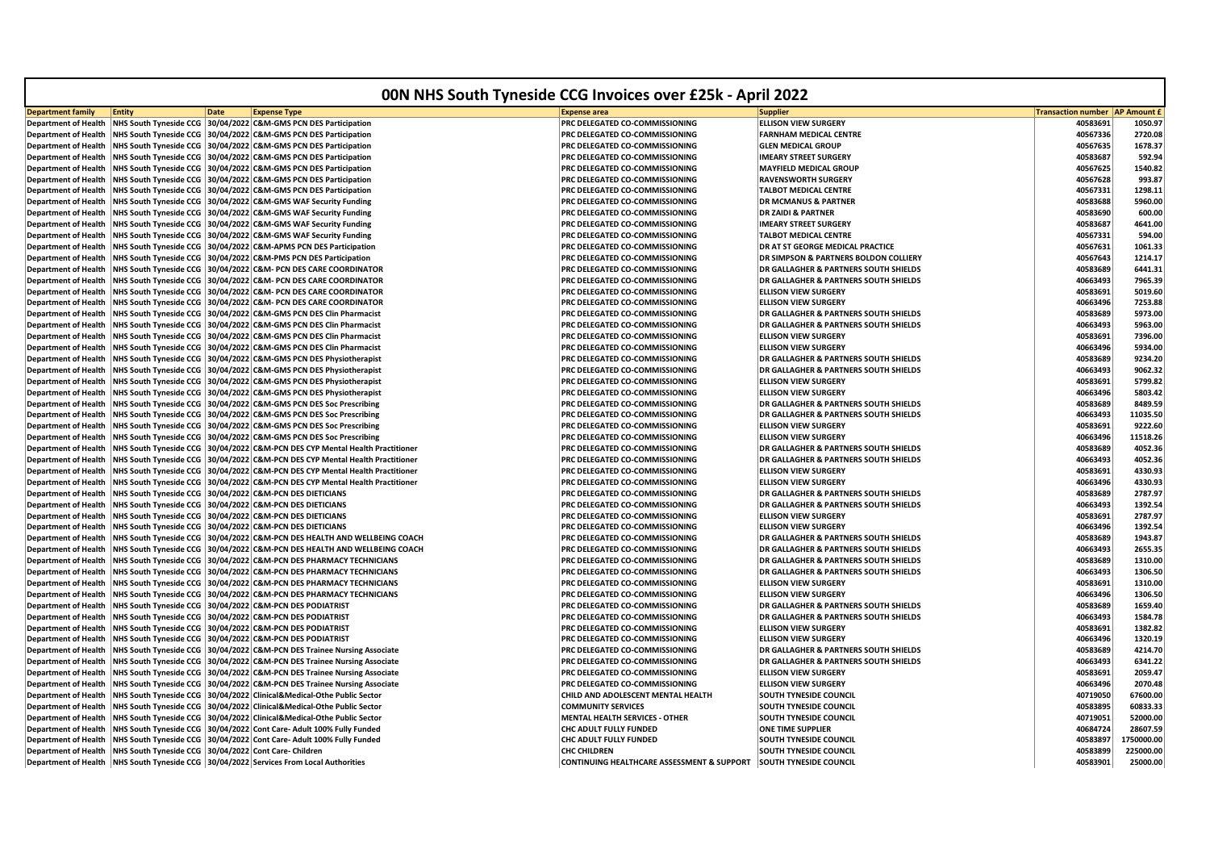# 00N NHS South Tyneside CCG Invoices over £25k - April 2022

| Department family | Entity | Date | Expense Type | Expense area | Supplier | Transaction number | AP Amount £ |
|---|---|---|---|---|---|---|---|
| Department of Health | NHS South Tyneside CCG | 30/04/2022 | C&M-GMS PCN DES Participation | PRC DELEGATED CO-COMMISSIONING | ELLISON VIEW SURGERY | 40583691 | 1050.97 |
| Department of Health | NHS South Tyneside CCG | 30/04/2022 | C&M-GMS PCN DES Participation | PRC DELEGATED CO-COMMISSIONING | FARNHAM MEDICAL CENTRE | 40567336 | 2720.08 |
| Department of Health | NHS South Tyneside CCG | 30/04/2022 | C&M-GMS PCN DES Participation | PRC DELEGATED CO-COMMISSIONING | GLEN MEDICAL GROUP | 40567635 | 1678.37 |
| Department of Health | NHS South Tyneside CCG | 30/04/2022 | C&M-GMS PCN DES Participation | PRC DELEGATED CO-COMMISSIONING | IMEARY STREET SURGERY | 40583687 | 592.94 |
| Department of Health | NHS South Tyneside CCG | 30/04/2022 | C&M-GMS PCN DES Participation | PRC DELEGATED CO-COMMISSIONING | MAYFIELD MEDICAL GROUP | 40567625 | 1540.82 |
| Department of Health | NHS South Tyneside CCG | 30/04/2022 | C&M-GMS PCN DES Participation | PRC DELEGATED CO-COMMISSIONING | RAVENSWORTH SURGERY | 40567628 | 993.87 |
| Department of Health | NHS South Tyneside CCG | 30/04/2022 | C&M-GMS PCN DES Participation | PRC DELEGATED CO-COMMISSIONING | TALBOT MEDICAL CENTRE | 40567331 | 1298.11 |
| Department of Health | NHS South Tyneside CCG | 30/04/2022 | C&M-GMS WAF Security Funding | PRC DELEGATED CO-COMMISSIONING | DR MCMANUS & PARTNER | 40583688 | 5960.00 |
| Department of Health | NHS South Tyneside CCG | 30/04/2022 | C&M-GMS WAF Security Funding | PRC DELEGATED CO-COMMISSIONING | DR ZAIDI & PARTNER | 40583690 | 600.00 |
| Department of Health | NHS South Tyneside CCG | 30/04/2022 | C&M-GMS WAF Security Funding | PRC DELEGATED CO-COMMISSIONING | IMEARY STREET SURGERY | 40583687 | 4641.00 |
| Department of Health | NHS South Tyneside CCG | 30/04/2022 | C&M-GMS WAF Security Funding | PRC DELEGATED CO-COMMISSIONING | TALBOT MEDICAL CENTRE | 40567331 | 594.00 |
| Department of Health | NHS South Tyneside CCG | 30/04/2022 | C&M-APMS PCN DES Participation | PRC DELEGATED CO-COMMISSIONING | DR AT ST GEORGE MEDICAL PRACTICE | 40567631 | 1061.33 |
| Department of Health | NHS South Tyneside CCG | 30/04/2022 | C&M-PMS PCN DES Participation | PRC DELEGATED CO-COMMISSIONING | DR SIMPSON & PARTNERS BOLDON COLLIERY | 40567643 | 1214.17 |
| Department of Health | NHS South Tyneside CCG | 30/04/2022 | C&M- PCN DES CARE COORDINATOR | PRC DELEGATED CO-COMMISSIONING | DR GALLAGHER & PARTNERS SOUTH SHIELDS | 40583689 | 6441.31 |
| Department of Health | NHS South Tyneside CCG | 30/04/2022 | C&M- PCN DES CARE COORDINATOR | PRC DELEGATED CO-COMMISSIONING | DR GALLAGHER & PARTNERS SOUTH SHIELDS | 40663493 | 7965.39 |
| Department of Health | NHS South Tyneside CCG | 30/04/2022 | C&M- PCN DES CARE COORDINATOR | PRC DELEGATED CO-COMMISSIONING | ELLISON VIEW SURGERY | 40583691 | 5019.60 |
| Department of Health | NHS South Tyneside CCG | 30/04/2022 | C&M- PCN DES CARE COORDINATOR | PRC DELEGATED CO-COMMISSIONING | ELLISON VIEW SURGERY | 40663496 | 7253.88 |
| Department of Health | NHS South Tyneside CCG | 30/04/2022 | C&M-GMS PCN DES Clin Pharmacist | PRC DELEGATED CO-COMMISSIONING | DR GALLAGHER & PARTNERS SOUTH SHIELDS | 40583689 | 5973.00 |
| Department of Health | NHS South Tyneside CCG | 30/04/2022 | C&M-GMS PCN DES Clin Pharmacist | PRC DELEGATED CO-COMMISSIONING | DR GALLAGHER & PARTNERS SOUTH SHIELDS | 40663493 | 5963.00 |
| Department of Health | NHS South Tyneside CCG | 30/04/2022 | C&M-GMS PCN DES Clin Pharmacist | PRC DELEGATED CO-COMMISSIONING | ELLISON VIEW SURGERY | 40583691 | 7396.00 |
| Department of Health | NHS South Tyneside CCG | 30/04/2022 | C&M-GMS PCN DES Clin Pharmacist | PRC DELEGATED CO-COMMISSIONING | ELLISON VIEW SURGERY | 40663496 | 5934.00 |
| Department of Health | NHS South Tyneside CCG | 30/04/2022 | C&M-GMS PCN DES Physiotherapist | PRC DELEGATED CO-COMMISSIONING | DR GALLAGHER & PARTNERS SOUTH SHIELDS | 40583689 | 9234.20 |
| Department of Health | NHS South Tyneside CCG | 30/04/2022 | C&M-GMS PCN DES Physiotherapist | PRC DELEGATED CO-COMMISSIONING | DR GALLAGHER & PARTNERS SOUTH SHIELDS | 40663493 | 9062.32 |
| Department of Health | NHS South Tyneside CCG | 30/04/2022 | C&M-GMS PCN DES Physiotherapist | PRC DELEGATED CO-COMMISSIONING | ELLISON VIEW SURGERY | 40583691 | 5799.82 |
| Department of Health | NHS South Tyneside CCG | 30/04/2022 | C&M-GMS PCN DES Physiotherapist | PRC DELEGATED CO-COMMISSIONING | ELLISON VIEW SURGERY | 40663496 | 5803.42 |
| Department of Health | NHS South Tyneside CCG | 30/04/2022 | C&M-GMS PCN DES Soc Prescribing | PRC DELEGATED CO-COMMISSIONING | DR GALLAGHER & PARTNERS SOUTH SHIELDS | 40583689 | 8489.59 |
| Department of Health | NHS South Tyneside CCG | 30/04/2022 | C&M-GMS PCN DES Soc Prescribing | PRC DELEGATED CO-COMMISSIONING | DR GALLAGHER & PARTNERS SOUTH SHIELDS | 40663493 | 11035.50 |
| Department of Health | NHS South Tyneside CCG | 30/04/2022 | C&M-GMS PCN DES Soc Prescribing | PRC DELEGATED CO-COMMISSIONING | ELLISON VIEW SURGERY | 40583691 | 9222.60 |
| Department of Health | NHS South Tyneside CCG | 30/04/2022 | C&M-GMS PCN DES Soc Prescribing | PRC DELEGATED CO-COMMISSIONING | ELLISON VIEW SURGERY | 40663496 | 11518.26 |
| Department of Health | NHS South Tyneside CCG | 30/04/2022 | C&M-PCN DES CYP Mental Health Practitioner | PRC DELEGATED CO-COMMISSIONING | DR GALLAGHER & PARTNERS SOUTH SHIELDS | 40583689 | 4052.36 |
| Department of Health | NHS South Tyneside CCG | 30/04/2022 | C&M-PCN DES CYP Mental Health Practitioner | PRC DELEGATED CO-COMMISSIONING | DR GALLAGHER & PARTNERS SOUTH SHIELDS | 40663493 | 4052.36 |
| Department of Health | NHS South Tyneside CCG | 30/04/2022 | C&M-PCN DES CYP Mental Health Practitioner | PRC DELEGATED CO-COMMISSIONING | ELLISON VIEW SURGERY | 40583691 | 4330.93 |
| Department of Health | NHS South Tyneside CCG | 30/04/2022 | C&M-PCN DES CYP Mental Health Practitioner | PRC DELEGATED CO-COMMISSIONING | ELLISON VIEW SURGERY | 40663496 | 4330.93 |
| Department of Health | NHS South Tyneside CCG | 30/04/2022 | C&M-PCN DES DIETICIANS | PRC DELEGATED CO-COMMISSIONING | DR GALLAGHER & PARTNERS SOUTH SHIELDS | 40583689 | 2787.97 |
| Department of Health | NHS South Tyneside CCG | 30/04/2022 | C&M-PCN DES DIETICIANS | PRC DELEGATED CO-COMMISSIONING | DR GALLAGHER & PARTNERS SOUTH SHIELDS | 40663493 | 1392.54 |
| Department of Health | NHS South Tyneside CCG | 30/04/2022 | C&M-PCN DES DIETICIANS | PRC DELEGATED CO-COMMISSIONING | ELLISON VIEW SURGERY | 40583691 | 2787.97 |
| Department of Health | NHS South Tyneside CCG | 30/04/2022 | C&M-PCN DES DIETICIANS | PRC DELEGATED CO-COMMISSIONING | ELLISON VIEW SURGERY | 40663496 | 1392.54 |
| Department of Health | NHS South Tyneside CCG | 30/04/2022 | C&M-PCN DES HEALTH AND WELLBEING COACH | PRC DELEGATED CO-COMMISSIONING | DR GALLAGHER & PARTNERS SOUTH SHIELDS | 40583689 | 1943.87 |
| Department of Health | NHS South Tyneside CCG | 30/04/2022 | C&M-PCN DES HEALTH AND WELLBEING COACH | PRC DELEGATED CO-COMMISSIONING | DR GALLAGHER & PARTNERS SOUTH SHIELDS | 40663493 | 2655.35 |
| Department of Health | NHS South Tyneside CCG | 30/04/2022 | C&M-PCN DES PHARMACY TECHNICIANS | PRC DELEGATED CO-COMMISSIONING | DR GALLAGHER & PARTNERS SOUTH SHIELDS | 40583689 | 1310.00 |
| Department of Health | NHS South Tyneside CCG | 30/04/2022 | C&M-PCN DES PHARMACY TECHNICIANS | PRC DELEGATED CO-COMMISSIONING | DR GALLAGHER & PARTNERS SOUTH SHIELDS | 40663493 | 1306.50 |
| Department of Health | NHS South Tyneside CCG | 30/04/2022 | C&M-PCN DES PHARMACY TECHNICIANS | PRC DELEGATED CO-COMMISSIONING | ELLISON VIEW SURGERY | 40583691 | 1310.00 |
| Department of Health | NHS South Tyneside CCG | 30/04/2022 | C&M-PCN DES PHARMACY TECHNICIANS | PRC DELEGATED CO-COMMISSIONING | ELLISON VIEW SURGERY | 40663496 | 1306.50 |
| Department of Health | NHS South Tyneside CCG | 30/04/2022 | C&M-PCN DES PODIATRIST | PRC DELEGATED CO-COMMISSIONING | DR GALLAGHER & PARTNERS SOUTH SHIELDS | 40583689 | 1659.40 |
| Department of Health | NHS South Tyneside CCG | 30/04/2022 | C&M-PCN DES PODIATRIST | PRC DELEGATED CO-COMMISSIONING | DR GALLAGHER & PARTNERS SOUTH SHIELDS | 40663493 | 1584.78 |
| Department of Health | NHS South Tyneside CCG | 30/04/2022 | C&M-PCN DES PODIATRIST | PRC DELEGATED CO-COMMISSIONING | ELLISON VIEW SURGERY | 40583691 | 1382.82 |
| Department of Health | NHS South Tyneside CCG | 30/04/2022 | C&M-PCN DES PODIATRIST | PRC DELEGATED CO-COMMISSIONING | ELLISON VIEW SURGERY | 40663496 | 1320.19 |
| Department of Health | NHS South Tyneside CCG | 30/04/2022 | C&M-PCN DES Trainee Nursing Associate | PRC DELEGATED CO-COMMISSIONING | DR GALLAGHER & PARTNERS SOUTH SHIELDS | 40583689 | 4214.70 |
| Department of Health | NHS South Tyneside CCG | 30/04/2022 | C&M-PCN DES Trainee Nursing Associate | PRC DELEGATED CO-COMMISSIONING | DR GALLAGHER & PARTNERS SOUTH SHIELDS | 40663493 | 6341.22 |
| Department of Health | NHS South Tyneside CCG | 30/04/2022 | C&M-PCN DES Trainee Nursing Associate | PRC DELEGATED CO-COMMISSIONING | ELLISON VIEW SURGERY | 40583691 | 2059.47 |
| Department of Health | NHS South Tyneside CCG | 30/04/2022 | C&M-PCN DES Trainee Nursing Associate | PRC DELEGATED CO-COMMISSIONING | ELLISON VIEW SURGERY | 40663496 | 2070.48 |
| Department of Health | NHS South Tyneside CCG | 30/04/2022 | Clinical&Medical-Othe Public Sector | CHILD AND ADOLESCENT MENTAL HEALTH | SOUTH TYNESIDE COUNCIL | 40719050 | 67600.00 |
| Department of Health | NHS South Tyneside CCG | 30/04/2022 | Clinical&Medical-Othe Public Sector | COMMUNITY SERVICES | SOUTH TYNESIDE COUNCIL | 40583895 | 60833.33 |
| Department of Health | NHS South Tyneside CCG | 30/04/2022 | Clinical&Medical-Othe Public Sector | MENTAL HEALTH SERVICES - OTHER | SOUTH TYNESIDE COUNCIL | 40719051 | 52000.00 |
| Department of Health | NHS South Tyneside CCG | 30/04/2022 | Cont Care- Adult 100% Fully Funded | CHC ADULT FULLY FUNDED | ONE TIME SUPPLIER | 40684724 | 28607.59 |
| Department of Health | NHS South Tyneside CCG | 30/04/2022 | Cont Care- Adult 100% Fully Funded | CHC ADULT FULLY FUNDED | SOUTH TYNESIDE COUNCIL | 40583897 | 1750000.00 |
| Department of Health | NHS South Tyneside CCG | 30/04/2022 | Cont Care- Children | CHC CHILDREN | SOUTH TYNESIDE COUNCIL | 40583899 | 225000.00 |
| Department of Health | NHS South Tyneside CCG | 30/04/2022 | Services From Local Authorities | CONTINUING HEALTHCARE ASSESSMENT & SUPPORT | SOUTH TYNESIDE COUNCIL | 40583901 | 25000.00 |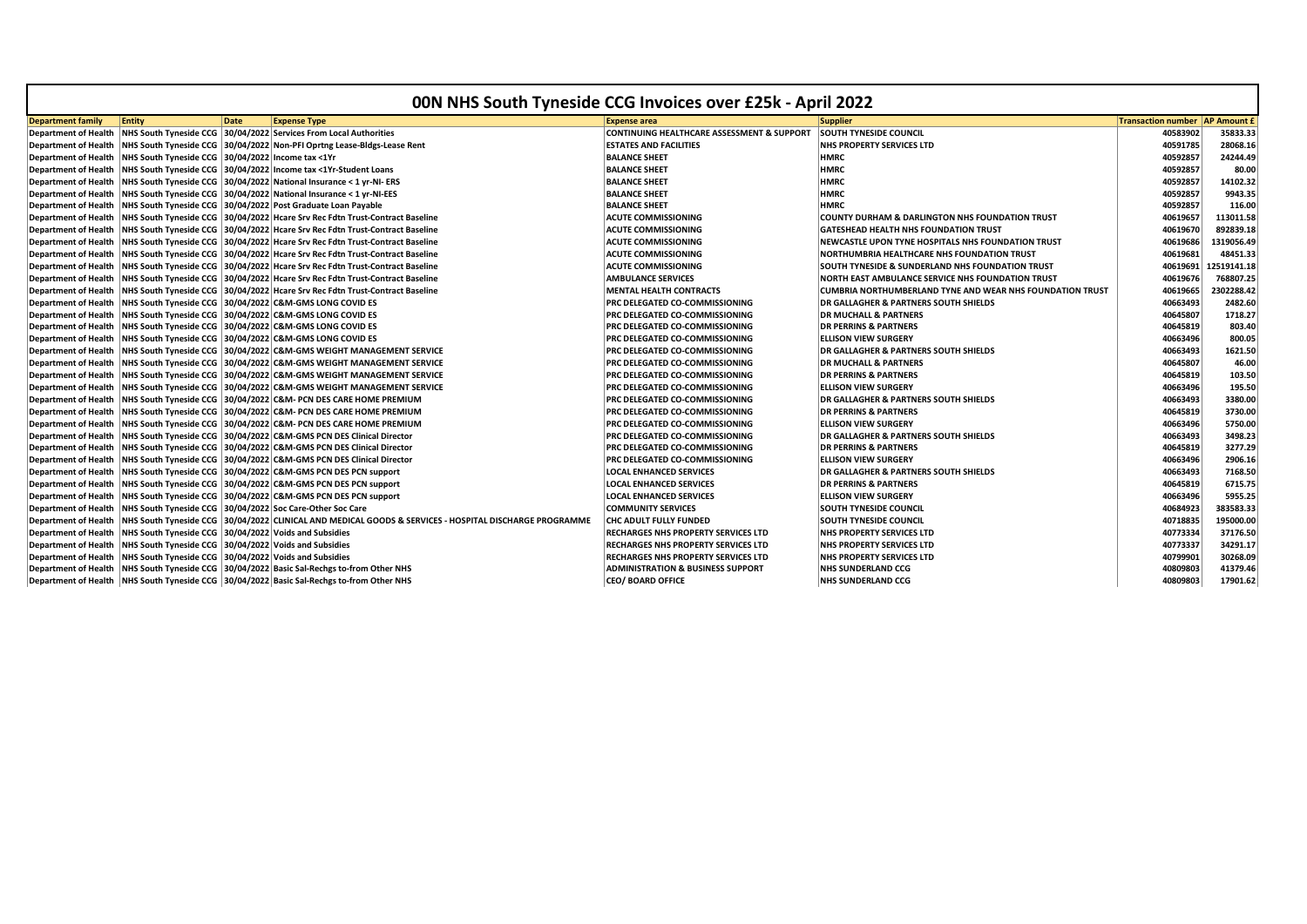# 00N NHS South Tyneside CCG Invoices over £25k - April 2022

| Department family | Entity | Date | Expense Type | Expense area | Supplier | Transaction number | AP Amount £ |
|---|---|---|---|---|---|---|---|
| Department of Health | NHS South Tyneside CCG | 30/04/2022 | Services From Local Authorities | CONTINUING HEALTHCARE ASSESSMENT & SUPPORT | SOUTH TYNESIDE COUNCIL | 40583902 | 35833.33 |
| Department of Health | NHS South Tyneside CCG | 30/04/2022 | Non-PFI Oprtng Lease-Bldgs-Lease Rent | ESTATES AND FACILITIES | NHS PROPERTY SERVICES LTD | 40591785 | 28068.16 |
| Department of Health | NHS South Tyneside CCG | 30/04/2022 | Income tax <1Yr | BALANCE SHEET | HMRC | 40592857 | 24244.49 |
| Department of Health | NHS South Tyneside CCG | 30/04/2022 | Income tax <1Yr-Student Loans | BALANCE SHEET | HMRC | 40592857 | 80.00 |
| Department of Health | NHS South Tyneside CCG | 30/04/2022 | National Insurance < 1 yr-NI- ERS | BALANCE SHEET | HMRC | 40592857 | 14102.32 |
| Department of Health | NHS South Tyneside CCG | 30/04/2022 | National Insurance < 1 yr-NI-EES | BALANCE SHEET | HMRC | 40592857 | 9943.35 |
| Department of Health | NHS South Tyneside CCG | 30/04/2022 | Post Graduate Loan Payable | BALANCE SHEET | HMRC | 40592857 | 116.00 |
| Department of Health | NHS South Tyneside CCG | 30/04/2022 | Hcare Srv Rec Fdtn Trust-Contract Baseline | ACUTE COMMISSIONING | COUNTY DURHAM & DARLINGTON NHS FOUNDATION TRUST | 40619657 | 113011.58 |
| Department of Health | NHS South Tyneside CCG | 30/04/2022 | Hcare Srv Rec Fdtn Trust-Contract Baseline | ACUTE COMMISSIONING | GATESHEAD HEALTH NHS FOUNDATION TRUST | 40619670 | 892839.18 |
| Department of Health | NHS South Tyneside CCG | 30/04/2022 | Hcare Srv Rec Fdtn Trust-Contract Baseline | ACUTE COMMISSIONING | NEWCASTLE UPON TYNE HOSPITALS NHS FOUNDATION TRUST | 40619686 | 1319056.49 |
| Department of Health | NHS South Tyneside CCG | 30/04/2022 | Hcare Srv Rec Fdtn Trust-Contract Baseline | ACUTE COMMISSIONING | NORTHUMBRIA HEALTHCARE NHS FOUNDATION TRUST | 40619681 | 48451.33 |
| Department of Health | NHS South Tyneside CCG | 30/04/2022 | Hcare Srv Rec Fdtn Trust-Contract Baseline | ACUTE COMMISSIONING | SOUTH TYNESIDE & SUNDERLAND NHS FOUNDATION TRUST | 40619691 | 12519141.18 |
| Department of Health | NHS South Tyneside CCG | 30/04/2022 | Hcare Srv Rec Fdtn Trust-Contract Baseline | AMBULANCE SERVICES | NORTH EAST AMBULANCE SERVICE NHS FOUNDATION TRUST | 40619676 | 768807.25 |
| Department of Health | NHS South Tyneside CCG | 30/04/2022 | Hcare Srv Rec Fdtn Trust-Contract Baseline | MENTAL HEALTH CONTRACTS | CUMBRIA NORTHUMBERLAND TYNE AND WEAR NHS FOUNDATION TRUST | 40619665 | 2302288.42 |
| Department of Health | NHS South Tyneside CCG | 30/04/2022 | C&M-GMS LONG COVID ES | PRC DELEGATED CO-COMMISSIONING | DR GALLAGHER & PARTNERS SOUTH SHIELDS | 40663493 | 2482.60 |
| Department of Health | NHS South Tyneside CCG | 30/04/2022 | C&M-GMS LONG COVID ES | PRC DELEGATED CO-COMMISSIONING | DR MUCHALL & PARTNERS | 40645807 | 1718.27 |
| Department of Health | NHS South Tyneside CCG | 30/04/2022 | C&M-GMS LONG COVID ES | PRC DELEGATED CO-COMMISSIONING | DR PERRINS & PARTNERS | 40645819 | 803.40 |
| Department of Health | NHS South Tyneside CCG | 30/04/2022 | C&M-GMS LONG COVID ES | PRC DELEGATED CO-COMMISSIONING | ELLISON VIEW SURGERY | 40663496 | 800.05 |
| Department of Health | NHS South Tyneside CCG | 30/04/2022 | C&M-GMS WEIGHT MANAGEMENT SERVICE | PRC DELEGATED CO-COMMISSIONING | DR GALLAGHER & PARTNERS SOUTH SHIELDS | 40663493 | 1621.50 |
| Department of Health | NHS South Tyneside CCG | 30/04/2022 | C&M-GMS WEIGHT MANAGEMENT SERVICE | PRC DELEGATED CO-COMMISSIONING | DR MUCHALL & PARTNERS | 40645807 | 46.00 |
| Department of Health | NHS South Tyneside CCG | 30/04/2022 | C&M-GMS WEIGHT MANAGEMENT SERVICE | PRC DELEGATED CO-COMMISSIONING | DR PERRINS & PARTNERS | 40645819 | 103.50 |
| Department of Health | NHS South Tyneside CCG | 30/04/2022 | C&M-GMS WEIGHT MANAGEMENT SERVICE | PRC DELEGATED CO-COMMISSIONING | ELLISON VIEW SURGERY | 40663496 | 195.50 |
| Department of Health | NHS South Tyneside CCG | 30/04/2022 | C&M- PCN DES CARE HOME PREMIUM | PRC DELEGATED CO-COMMISSIONING | DR GALLAGHER & PARTNERS SOUTH SHIELDS | 40663493 | 3380.00 |
| Department of Health | NHS South Tyneside CCG | 30/04/2022 | C&M- PCN DES CARE HOME PREMIUM | PRC DELEGATED CO-COMMISSIONING | DR PERRINS & PARTNERS | 40645819 | 3730.00 |
| Department of Health | NHS South Tyneside CCG | 30/04/2022 | C&M- PCN DES CARE HOME PREMIUM | PRC DELEGATED CO-COMMISSIONING | ELLISON VIEW SURGERY | 40663496 | 5750.00 |
| Department of Health | NHS South Tyneside CCG | 30/04/2022 | C&M-GMS PCN DES Clinical Director | PRC DELEGATED CO-COMMISSIONING | DR GALLAGHER & PARTNERS SOUTH SHIELDS | 40663493 | 3498.23 |
| Department of Health | NHS South Tyneside CCG | 30/04/2022 | C&M-GMS PCN DES Clinical Director | PRC DELEGATED CO-COMMISSIONING | DR PERRINS & PARTNERS | 40645819 | 3277.29 |
| Department of Health | NHS South Tyneside CCG | 30/04/2022 | C&M-GMS PCN DES Clinical Director | PRC DELEGATED CO-COMMISSIONING | ELLISON VIEW SURGERY | 40663496 | 2906.16 |
| Department of Health | NHS South Tyneside CCG | 30/04/2022 | C&M-GMS PCN DES PCN support | LOCAL ENHANCED SERVICES | DR GALLAGHER & PARTNERS SOUTH SHIELDS | 40663493 | 7168.50 |
| Department of Health | NHS South Tyneside CCG | 30/04/2022 | C&M-GMS PCN DES PCN support | LOCAL ENHANCED SERVICES | DR PERRINS & PARTNERS | 40645819 | 6715.75 |
| Department of Health | NHS South Tyneside CCG | 30/04/2022 | C&M-GMS PCN DES PCN support | LOCAL ENHANCED SERVICES | ELLISON VIEW SURGERY | 40663496 | 5955.25 |
| Department of Health | NHS South Tyneside CCG | 30/04/2022 | Soc Care-Other Soc Care | COMMUNITY SERVICES | SOUTH TYNESIDE COUNCIL | 40684923 | 383583.33 |
| Department of Health | NHS South Tyneside CCG | 30/04/2022 | CLINICAL AND MEDICAL GOODS & SERVICES - HOSPITAL DISCHARGE PROGRAMME | CHC ADULT FULLY FUNDED | SOUTH TYNESIDE COUNCIL | 40718835 | 195000.00 |
| Department of Health | NHS South Tyneside CCG | 30/04/2022 | Voids and Subsidies | RECHARGES NHS PROPERTY SERVICES LTD | NHS PROPERTY SERVICES LTD | 40773334 | 37176.50 |
| Department of Health | NHS South Tyneside CCG | 30/04/2022 | Voids and Subsidies | RECHARGES NHS PROPERTY SERVICES LTD | NHS PROPERTY SERVICES LTD | 40773337 | 34291.17 |
| Department of Health | NHS South Tyneside CCG | 30/04/2022 | Voids and Subsidies | RECHARGES NHS PROPERTY SERVICES LTD | NHS PROPERTY SERVICES LTD | 40799901 | 30268.09 |
| Department of Health | NHS South Tyneside CCG | 30/04/2022 | Basic Sal-Rechgs to-from Other NHS | ADMINISTRATION & BUSINESS SUPPORT | NHS SUNDERLAND CCG | 40809803 | 41379.46 |
| Department of Health | NHS South Tyneside CCG | 30/04/2022 | Basic Sal-Rechgs to-from Other NHS | CEO/ BOARD OFFICE | NHS SUNDERLAND CCG | 40809803 | 17901.62 |